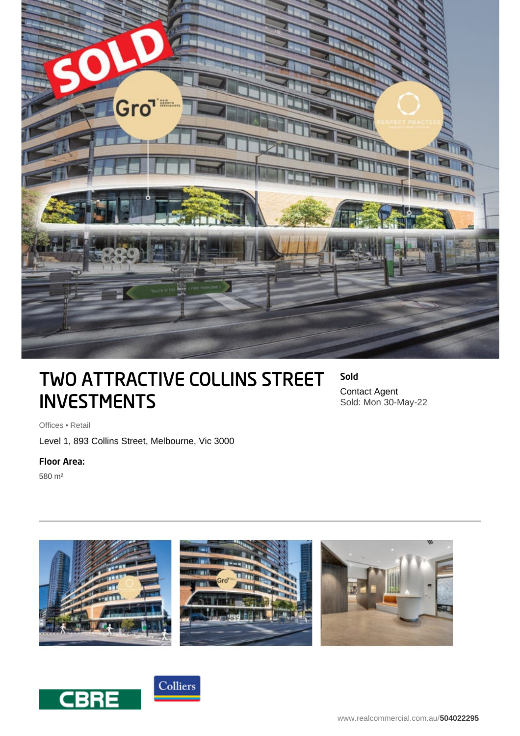# TWO ATTRACTIVE COLLINS STREET INVESTMENTS

**Sold**

Contact Agent

Sold: Mon 30-May-22

Offices • Retail

Level 1, 893 Collins Street, Melbourne, Vic 3000

**Floor Area:**

580 m²

www.realcommercial.com.au/**504022295**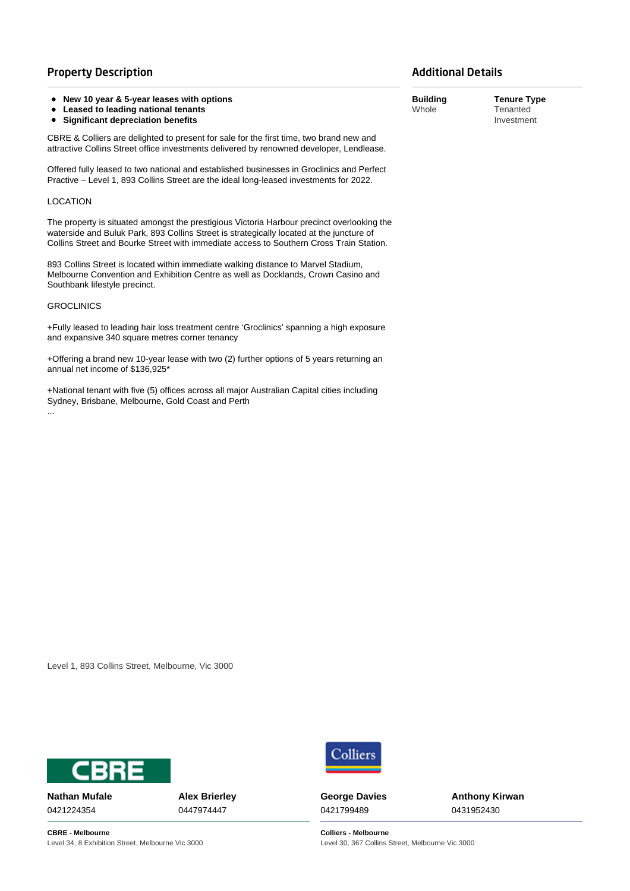## Property Description

- **New 10 year & 5-year leases with options**
- **Leased to leading national tenants**
- **Significant depreciation benefits**

CBRE & Colliers are delighted to present for sale for the first time, two brand new and attractive Collins Street office investments delivered by renowned developer, Lendlease.

Offered fully leased to two national and established businesses in Groclinics and Perfect Practive – Level 1, 893 Collins Street are the ideal long-leased investments for 2022.

LOCATION

The property is situated amongst the prestigious Victoria Harbour precinct overlooking the waterside and Buluk Park, 893 Collins Street is strategically located at the juncture of Collins Street and Bourke Street with immediate access to Southern Cross Train Station.

893 Collins Street is located within immediate walking distance to Marvel Stadium, Melbourne Convention and Exhibition Centre as well as Docklands, Crown Casino and Southbank lifestyle precinct.

GROCLINICS

+Fully leased to leading hair loss treatment centre ‘Groclinics’ spanning a high exposure and expansive 340 square metres corner tenancy

+Offering a brand new 10-year lease with two (2) further options of 5 years returning an annual net income of $136,925*

+National tenant with five (5) offices across all major Australian Capital cities including Sydney, Brisbane, Melbourne, Gold Coast and Perth
...

## Additional Details

**Building**
Whole

**Tenure Type**
Tenanted Investment

Level 1, 893 Collins Street, Melbourne, Vic 3000

CBRE

**Nathan Mufale**
0421224354

**Alex Brierley**
0447974447

**CBRE - Melbourne**
Level 34, 8 Exhibition Street, Melbourne Vic 3000

Colliers

**George Davies**
0421799489

**Anthony Kirwan**
0431952430

**Colliers - Melbourne**
Level 30, 367 Collins Street, Melbourne Vic 3000